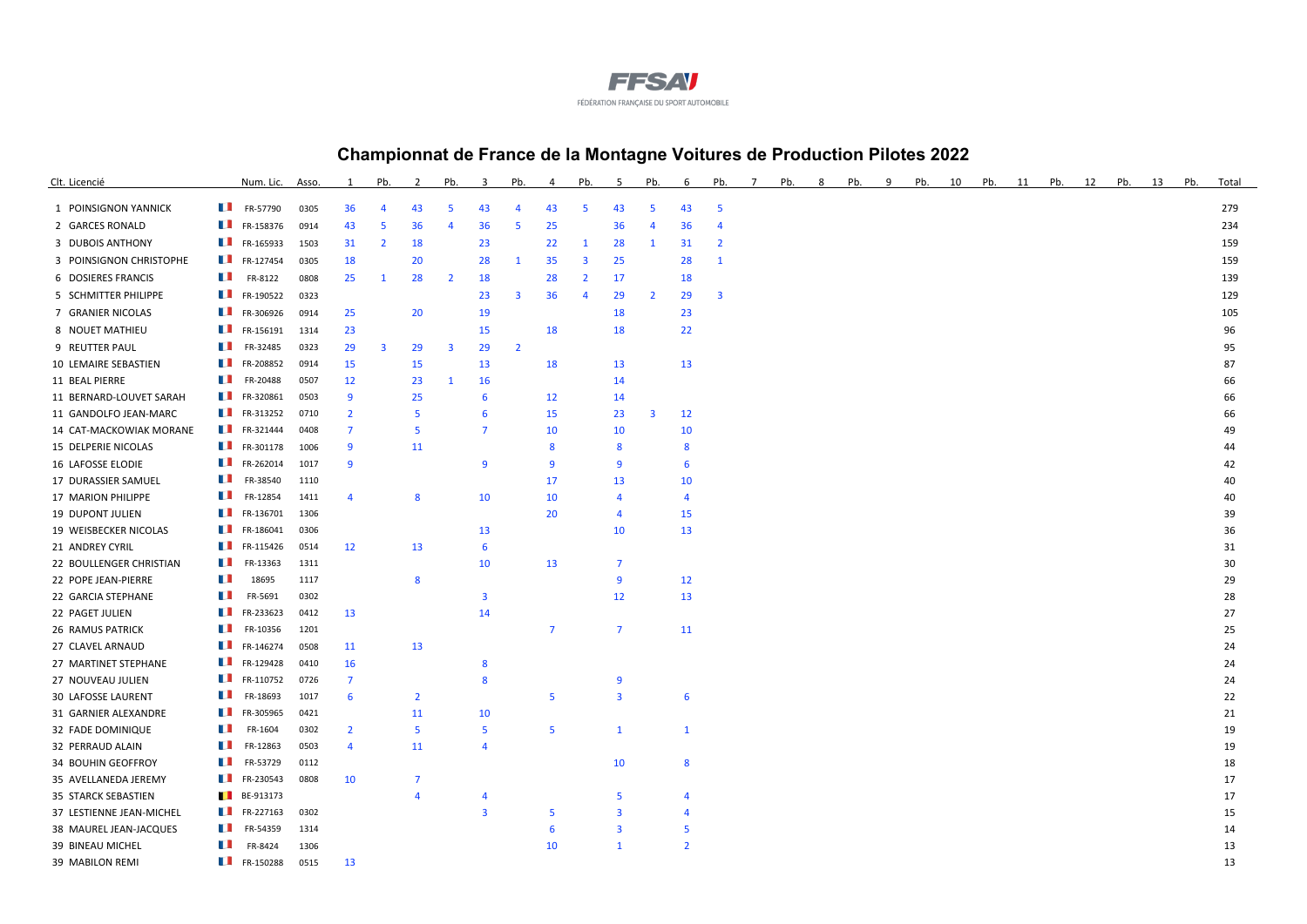# Championnat de France de la Montagne Voitures de Production Pilotes 2022

| Clt. | Licencié | Num. Lic. | Asso. | 1 | Pb. | 2 | Pb. | 3 | Pb. | 4 | Pb. | 5 | Pb. | 6 | Pb. | 7 | Pb. | 8 | Pb. | 9 | Pb. | 10 | Pb. | 11 | Pb. | 12 | Pb. | 13 | Pb. | Total |
|---|---|---|---|---|---|---|---|---|---|---|---|---|---|---|---|---|---|---|---|---|---|---|---|---|---|---|---|---|---|---|
| 1 | POINSIGNON YANNICK | FR-57790 | 0305 | 36 | 4 | 43 | 5 | 43 | 4 | 43 | 5 | 43 | 5 | 43 | 5 | | | | | | | | | | | | | | | 279 |
| 2 | GARCES RONALD | FR-158376 | 0914 | 43 | 5 | 36 | 4 | 36 | 5 | 25 | | 36 | 4 | 36 | 4 | | | | | | | | | | | | | | | 234 |
| 3 | DUBOIS ANTHONY | FR-165933 | 1503 | 31 | 2 | 18 | | 23 | | 22 | 1 | 28 | 1 | 31 | 2 | | | | | | | | | | | | | | | 159 |
| 3 | POINSIGNON CHRISTOPHE | FR-127454 | 0305 | 18 | | 20 | | 28 | 1 | 35 | 3 | 25 | | 28 | 1 | | | | | | | | | | | | | | | 159 |
| 6 | DOSIERES FRANCIS | FR-8122 | 0808 | 25 | 1 | 28 | 2 | 18 | | 28 | 2 | 17 | | 18 | | | | | | | | | | | | | | | | 139 |
| 5 | SCHMITTER PHILIPPE | FR-190522 | 0323 | | | | | 23 | 3 | 36 | 4 | 29 | 2 | 29 | 3 | | | | | | | | | | | | | | | 129 |
| 7 | GRANIER NICOLAS | FR-306926 | 0914 | 25 | | 20 | | 19 | | | | 18 | | 23 | | | | | | | | | | | | | | | | 105 |
| 8 | NOUET MATHIEU | FR-156191 | 1314 | 23 | | | | 15 | | 18 | | 18 | | 22 | | | | | | | | | | | | | | | | 96 |
| 9 | REUTTER PAUL | FR-32485 | 0323 | 29 | 3 | 29 | 3 | 29 | 2 | | | | | | | | | | | | | | | | | | | | | 95 |
| 10 | LEMAIRE SEBASTIEN | FR-208852 | 0914 | 15 | | 15 | | 13 | | 18 | | 13 | | 13 | | | | | | | | | | | | | | | | 87 |
| 11 | BEAL PIERRE | FR-20488 | 0507 | 12 | | 23 | 1 | 16 | | | | 14 | | | | | | | | | | | | | | | | | | 66 |
| 11 | BERNARD-LOUVET SARAH | FR-320861 | 0503 | 9 | | 25 | | 6 | | 12 | | 14 | | | | | | | | | | | | | | | | | | 66 |
| 11 | GANDOLFO JEAN-MARC | FR-313252 | 0710 | 2 | | 5 | | 6 | | 15 | | 23 | 3 | 12 | | | | | | | | | | | | | | | | 66 |
| 14 | CAT-MACKOWIAK MORANE | FR-321444 | 0408 | 7 | | 5 | | 7 | | 10 | | 10 | | 10 | | | | | | | | | | | | | | | | 49 |
| 15 | DELPERIE NICOLAS | FR-301178 | 1006 | 9 | | 11 | | | | 8 | | 8 | | 8 | | | | | | | | | | | | | | | | 44 |
| 16 | LAFOSSE ELODIE | FR-262014 | 1017 | 9 | | | | 9 | | 9 | | 9 | | 6 | | | | | | | | | | | | | | | | 42 |
| 17 | DURASSIER SAMUEL | FR-38540 | 1110 | | | | | | | 17 | | 13 | | 10 | | | | | | | | | | | | | | | | 40 |
| 17 | MARION PHILIPPE | FR-12854 | 1411 | 4 | | 8 | | 10 | | 10 | | 4 | | 4 | | | | | | | | | | | | | | | | 40 |
| 19 | DUPONT JULIEN | FR-136701 | 1306 | | | | | | | 20 | | 4 | | 15 | | | | | | | | | | | | | | | | 39 |
| 19 | WEISBECKER NICOLAS | FR-186041 | 0306 | | | | | 13 | | | | 10 | | 13 | | | | | | | | | | | | | | | | 36 |
| 21 | ANDREY CYRIL | FR-115426 | 0514 | 12 | | 13 | | 6 | | | | | | | | | | | | | | | | | | | | | | 31 |
| 22 | BOULLENGER CHRISTIAN | FR-13363 | 1311 | | | | | 10 | | 13 | | 7 | | | | | | | | | | | | | | | | | | 30 |
| 22 | POPE JEAN-PIERRE | 18695 | 1117 | | | 8 | | | | | | 9 | | 12 | | | | | | | | | | | | | | | | 29 |
| 22 | GARCIA STEPHANE | FR-5691 | 0302 | | | | | 3 | | | | 12 | | 13 | | | | | | | | | | | | | | | | 28 |
| 22 | PAGET JULIEN | FR-233623 | 0412 | 13 | | | | 14 | | | | | | | | | | | | | | | | | | | | | | 27 |
| 26 | RAMUS PATRICK | FR-10356 | 1201 | | | | | | | 7 | | 7 | | 11 | | | | | | | | | | | | | | | | 25 |
| 27 | CLAVEL ARNAUD | FR-146274 | 0508 | 11 | | 13 | | | | | | | | | | | | | | | | | | | | | | | | 24 |
| 27 | MARTINET STEPHANE | FR-129428 | 0410 | 16 | | | | 8 | | | | | | | | | | | | | | | | | | | | | | 24 |
| 27 | NOUVEAU JULIEN | FR-110752 | 0726 | 7 | | | | 8 | | | | 9 | | | | | | | | | | | | | | | | | | 24 |
| 30 | LAFOSSE LAURENT | FR-18693 | 1017 | 6 | | 2 | | | | 5 | | 3 | | 6 | | | | | | | | | | | | | | | | 22 |
| 31 | GARNIER ALEXANDRE | FR-305965 | 0421 | | | 11 | | 10 | | | | | | | | | | | | | | | | | | | | | | 21 |
| 32 | FADE DOMINIQUE | FR-1604 | 0302 | 2 | | 5 | | 5 | | 5 | | 1 | | 1 | | | | | | | | | | | | | | | | 19 |
| 32 | PERRAUD ALAIN | FR-12863 | 0503 | 4 | | 11 | | 4 | | | | | | | | | | | | | | | | | | | | | | 19 |
| 34 | BOUHIN GEOFFROY | FR-53729 | 0112 | | | | | | | | | 10 | | 8 | | | | | | | | | | | | | | | | 18 |
| 35 | AVELLANEDA JEREMY | FR-230543 | 0808 | 10 | | 7 | | | | | | | | | | | | | | | | | | | | | | | | 17 |
| 35 | STARCK SEBASTIEN | BE-913173 | | | | 4 | | 4 | | | | 5 | | 4 | | | | | | | | | | | | | | | | 17 |
| 37 | LESTIENNE JEAN-MICHEL | FR-227163 | 0302 | | | | | 3 | | 5 | | 3 | | 4 | | | | | | | | | | | | | | | | 15 |
| 38 | MAUREL JEAN-JACQUES | FR-54359 | 1314 | | | | | | | 6 | | 3 | | 5 | | | | | | | | | | | | | | | | 14 |
| 39 | BINEAU MICHEL | FR-8424 | 1306 | | | | | | | 10 | | 1 | | 2 | | | | | | | | | | | | | | | | 13 |
| 39 | MABILON REMI | FR-150288 | 0515 | 13 | | | | | | | | | | | | | | | | | | | | | | | | | | 13 |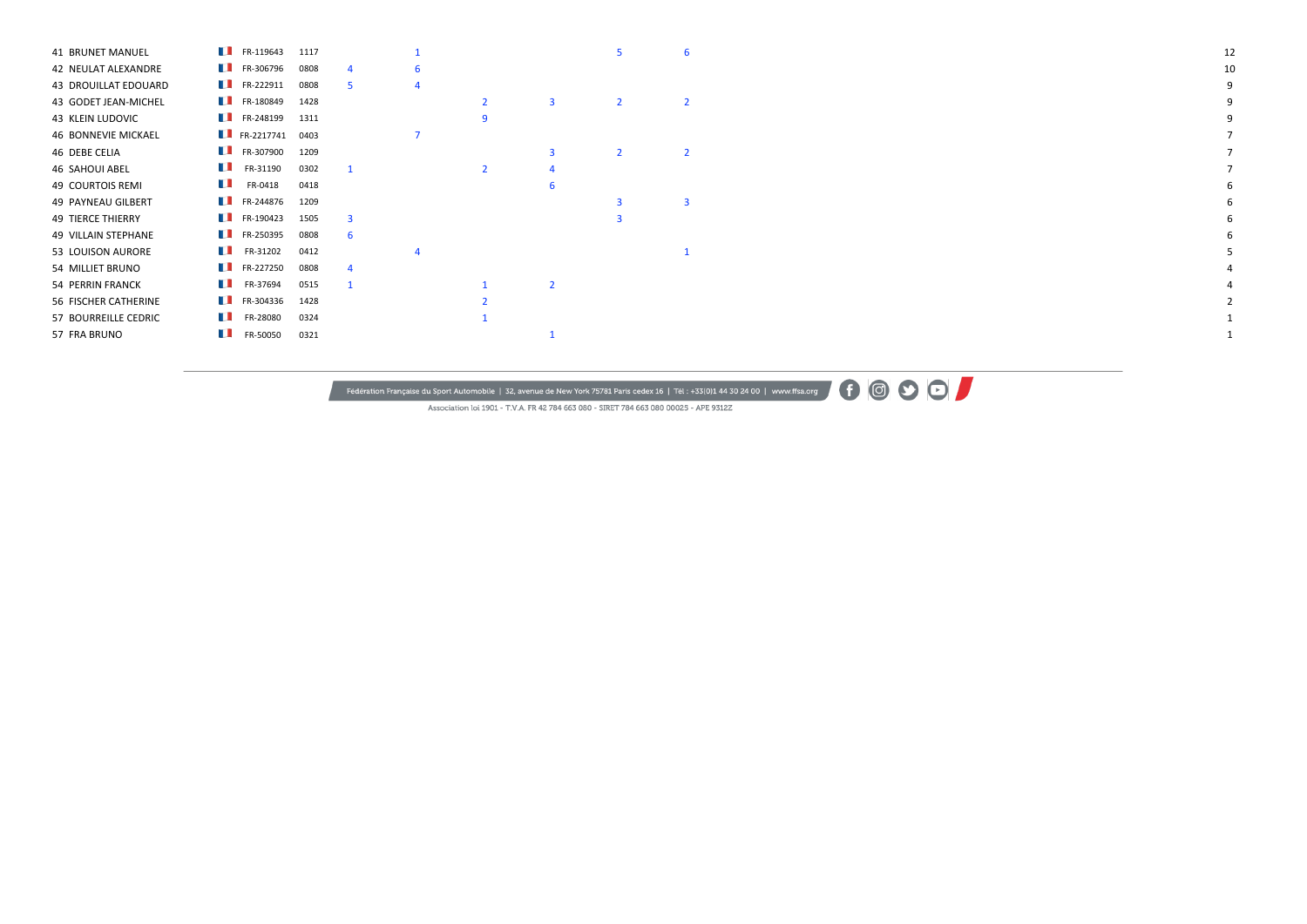| | | | | | | | | | | |
|---|---|---|---|---|---|---|---|---|---|---|
| 41 | BRUNET MANUEL | FR-119643 | 1117 | | 1 | | | 5 | 6 | 12 |
| 42 | NEULAT ALEXANDRE | FR-306796 | 0808 | 4 | 6 | | | | | 10 |
| 43 | DROUILLAT EDOUARD | FR-222911 | 0808 | 5 | 4 | | | | | 9 |
| 43 | GODET JEAN-MICHEL | FR-180849 | 1428 | | | 2 | 3 | 2 | 2 | 9 |
| 43 | KLEIN LUDOVIC | FR-248199 | 1311 | | | 9 | | | | 9 |
| 46 | BONNEVIE MICKAEL | FR-2217741 | 0403 | | 7 | | | | | 7 |
| 46 | DEBE CELIA | FR-307900 | 1209 | | | | 3 | 2 | 2 | 7 |
| 46 | SAHOUI ABEL | FR-31190 | 0302 | 1 | | 2 | 4 | | | 7 |
| 49 | COURTOIS REMI | FR-0418 | 0418 | | | | 6 | | | 6 |
| 49 | PAYNEAU GILBERT | FR-244876 | 1209 | | | | | 3 | 3 | 6 |
| 49 | TIERCE THIERRY | FR-190423 | 1505 | 3 | | | | 3 | | 6 |
| 49 | VILLAIN STEPHANE | FR-250395 | 0808 | 6 | | | | | | 6 |
| 53 | LOUISON AURORE | FR-31202 | 0412 | | 4 | | | | 1 | 5 |
| 54 | MILLIET BRUNO | FR-227250 | 0808 | 4 | | | | | | 4 |
| 54 | PERRIN FRANCK | FR-37694 | 0515 | 1 | | 1 | 2 | | | 4 |
| 56 | FISCHER CATHERINE | FR-304336 | 1428 | | | 2 | | | | 2 |
| 57 | BOURREILLE CEDRIC | FR-28080 | 0324 | | | 1 | | | | 1 |
| 57 | FRA BRUNO | FR-50050 | 0321 | | | | 1 | | | 1 |